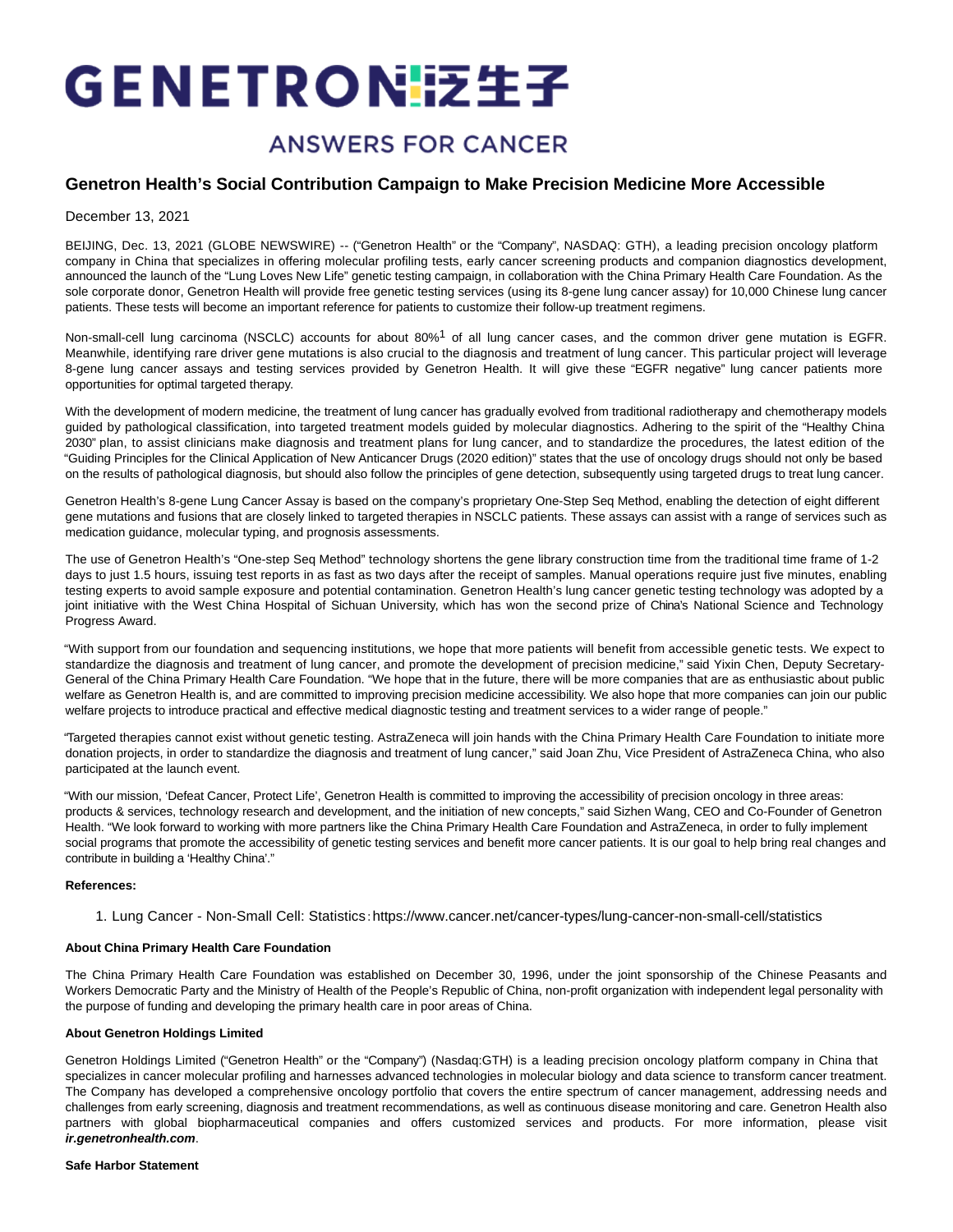# GENETRON 泛生子

## ANSWERS FOR CANCER

## Genetron Health's Social Contribution Campaign to Make Precision Medicine More Accessible

December 13, 2021

BEIJING, Dec. 13, 2021 (GLOBE NEWSWIRE) -- ("Genetron Health" or the "Company", NASDAQ: GTH), a leading precision oncology platform company in China that specializes in offering molecular profiling tests, early cancer screening products and companion diagnostics development, announced the launch of the "Lung Loves New Life" genetic testing campaign, in collaboration with the China Primary Health Care Foundation. As the sole corporate donor, Genetron Health will provide free genetic testing services (using its 8-gene lung cancer assay) for 10,000 Chinese lung cancer patients. These tests will become an important reference for patients to customize their follow-up treatment regimens.

Non-small-cell lung carcinoma (NSCLC) accounts for about 80%[1] of all lung cancer cases, and the common driver gene mutation is EGFR. Meanwhile, identifying rare driver gene mutations is also crucial to the diagnosis and treatment of lung cancer. This particular project will leverage 8-gene lung cancer assays and testing services provided by Genetron Health. It will give these "EGFR negative" lung cancer patients more opportunities for optimal targeted therapy.

With the development of modern medicine, the treatment of lung cancer has gradually evolved from traditional radiotherapy and chemotherapy models guided by pathological classification, into targeted treatment models guided by molecular diagnostics. Adhering to the spirit of the "Healthy China 2030" plan, to assist clinicians make diagnosis and treatment plans for lung cancer, and to standardize the procedures, the latest edition of the "Guiding Principles for the Clinical Application of New Anticancer Drugs (2020 edition)" states that the use of oncology drugs should not only be based on the results of pathological diagnosis, but should also follow the principles of gene detection, subsequently using targeted drugs to treat lung cancer.

Genetron Health's 8-gene Lung Cancer Assay is based on the company's proprietary One-Step Seq Method, enabling the detection of eight different gene mutations and fusions that are closely linked to targeted therapies in NSCLC patients. These assays can assist with a range of services such as medication guidance, molecular typing, and prognosis assessments.

The use of Genetron Health's "One-step Seq Method" technology shortens the gene library construction time from the traditional time frame of 1-2 days to just 1.5 hours, issuing test reports in as fast as two days after the receipt of samples. Manual operations require just five minutes, enabling testing experts to avoid sample exposure and potential contamination. Genetron Health's lung cancer genetic testing technology was adopted by a joint initiative with the West China Hospital of Sichuan University, which has won the second prize of China's National Science and Technology Progress Award.

"With support from our foundation and sequencing institutions, we hope that more patients will benefit from accessible genetic tests. We expect to standardize the diagnosis and treatment of lung cancer, and promote the development of precision medicine," said Yixin Chen, Deputy Secretary-General of the China Primary Health Care Foundation. "We hope that in the future, there will be more companies that are as enthusiastic about public welfare as Genetron Health is, and are committed to improving precision medicine accessibility. We also hope that more companies can join our public welfare projects to introduce practical and effective medical diagnostic testing and treatment services to a wider range of people."

"Targeted therapies cannot exist without genetic testing. AstraZeneca will join hands with the China Primary Health Care Foundation to initiate more donation projects, in order to standardize the diagnosis and treatment of lung cancer," said Joan Zhu, Vice President of AstraZeneca China, who also participated at the launch event.

"With our mission, 'Defeat Cancer, Protect Life', Genetron Health is committed to improving the accessibility of precision oncology in three areas: products & services, technology research and development, and the initiation of new concepts," said Sizhen Wang, CEO and Co-Founder of Genetron Health. "We look forward to working with more partners like the China Primary Health Care Foundation and AstraZeneca, in order to fully implement social programs that promote the accessibility of genetic testing services and benefit more cancer patients. It is our goal to help bring real changes and contribute in building a 'Healthy China'."

**References:**

1. Lung Cancer - Non-Small Cell: Statistics：https://www.cancer.net/cancer-types/lung-cancer-non-small-cell/statistics

**About China Primary Health Care Foundation**

The China Primary Health Care Foundation was established on December 30, 1996, under the joint sponsorship of the Chinese Peasants and Workers Democratic Party and the Ministry of Health of the People's Republic of China, non-profit organization with independent legal personality with the purpose of funding and developing the primary health care in poor areas of China.

**About Genetron Holdings Limited**

Genetron Holdings Limited ("Genetron Health" or the "Company") (Nasdaq:GTH) is a leading precision oncology platform company in China that specializes in cancer molecular profiling and harnesses advanced technologies in molecular biology and data science to transform cancer treatment. The Company has developed a comprehensive oncology portfolio that covers the entire spectrum of cancer management, addressing needs and challenges from early screening, diagnosis and treatment recommendations, as well as continuous disease monitoring and care. Genetron Health also partners with global biopharmaceutical companies and offers customized services and products. For more information, please visit ***ir.genetronhealth.com***.

**Safe Harbor Statement**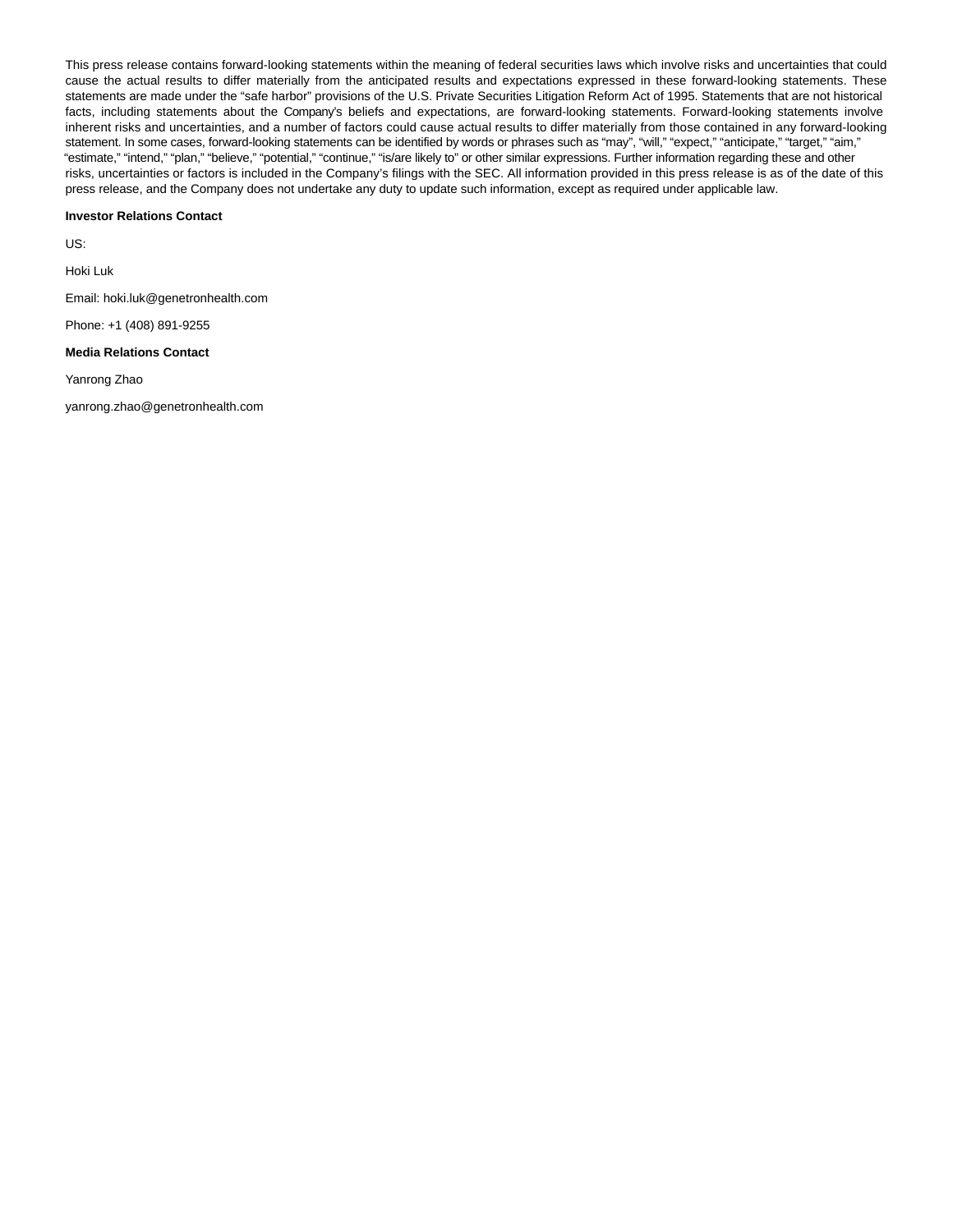This press release contains forward-looking statements within the meaning of federal securities laws which involve risks and uncertainties that could cause the actual results to differ materially from the anticipated results and expectations expressed in these forward-looking statements. These statements are made under the "safe harbor" provisions of the U.S. Private Securities Litigation Reform Act of 1995. Statements that are not historical facts, including statements about the Company's beliefs and expectations, are forward-looking statements. Forward-looking statements involve inherent risks and uncertainties, and a number of factors could cause actual results to differ materially from those contained in any forward-looking statement. In some cases, forward-looking statements can be identified by words or phrases such as "may", "will," "expect," "anticipate," "target," "aim," "estimate," "intend," "plan," "believe," "potential," "continue," "is/are likely to" or other similar expressions. Further information regarding these and other risks, uncertainties or factors is included in the Company's filings with the SEC. All information provided in this press release is as of the date of this press release, and the Company does not undertake any duty to update such information, except as required under applicable law.

**Investor Relations Contact**

US:

Hoki Luk

Email: hoki.luk@genetronhealth.com

Phone: +1 (408) 891-9255

**Media Relations Contact**

Yanrong Zhao

yanrong.zhao@genetronhealth.com